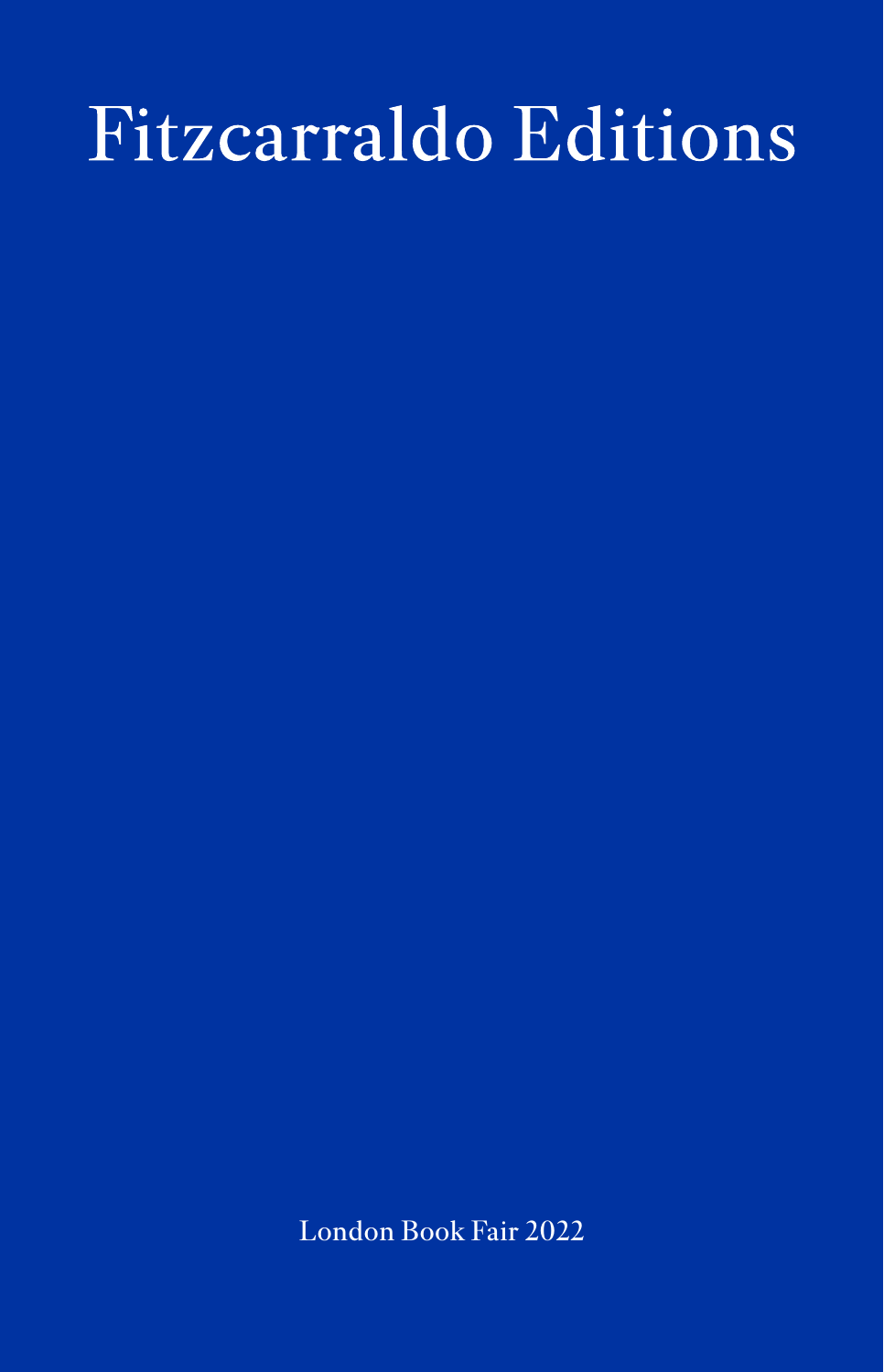# Fitzcarraldo Editions

London Book Fair 2022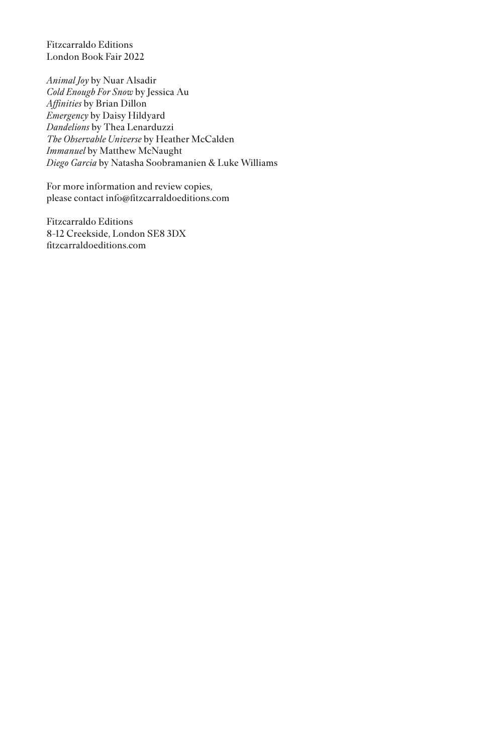Fitzcarraldo Editions
London Book Fair 2022

*Animal Joy* by Nuar Alsadir
*Cold Enough For Snow* by Jessica Au
*Affinities* by Brian Dillon
*Emergency* by Daisy Hildyard
*Dandelions* by Thea Lenarduzzi
*The Observable Universe* by Heather McCalden
*Immanuel* by Matthew McNaught
*Diego Garcia* by Natasha Soobramanien & Luke Williams

For more information and review copies,
please contact info@fitzcarraldoeditions.com

Fitzcarraldo Editions
8-12 Creekside, London SE8 3DX
fitzcarraldoeditions.com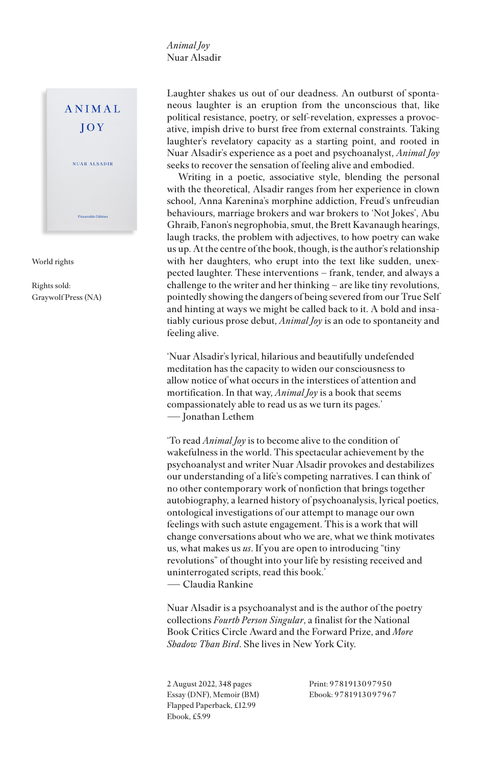*Animal Joy*
Nuar Alsadir

World rights

Rights sold:
Graywolf Press (NA)

Laughter shakes us out of our deadness. An outburst of spontaneous laughter is an eruption from the unconscious that, like political resistance, poetry, or self-revelation, expresses a provocative, impish drive to burst free from external constraints. Taking laughter's revelatory capacity as a starting point, and rooted in Nuar Alsadir's experience as a poet and psychoanalyst, *Animal Joy* seeks to recover the sensation of feeling alive and embodied.

Writing in a poetic, associative style, blending the personal with the theoretical, Alsadir ranges from her experience in clown school, Anna Karenina's morphine addiction, Freud's unfreudian behaviours, marriage brokers and war brokers to 'Not Jokes', Abu Ghraib, Fanon's negrophobia, smut, the Brett Kavanaugh hearings, laugh tracks, the problem with adjectives, to how poetry can wake us up. At the centre of the book, though, is the author's relationship with her daughters, who erupt into the text like sudden, unexpected laughter. These interventions – frank, tender, and always a challenge to the writer and her thinking – are like tiny revolutions, pointedly showing the dangers of being severed from our True Self and hinting at ways we might be called back to it. A bold and insatiably curious prose debut, *Animal Joy* is an ode to spontaneity and feeling alive.

'Nuar Alsadir's lyrical, hilarious and beautifully undefended meditation has the capacity to widen our consciousness to allow notice of what occurs in the interstices of attention and mortification. In that way, *Animal Joy* is a book that seems compassionately able to read us as we turn its pages.'
— Jonathan Lethem

'To read *Animal Joy* is to become alive to the condition of wakefulness in the world. This spectacular achievement by the psychoanalyst and writer Nuar Alsadir provokes and destabilizes our understanding of a life's competing narratives. I can think of no other contemporary work of nonfiction that brings together autobiography, a learned history of psychoanalysis, lyrical poetics, ontological investigations of our attempt to manage our own feelings with such astute engagement. This is a work that will change conversations about who we are, what we think motivates us, what makes us *us*. If you are open to introducing "tiny revolutions" of thought into your life by resisting received and uninterrogated scripts, read this book.'
— Claudia Rankine

Nuar Alsadir is a psychoanalyst and is the author of the poetry collections *Fourth Person Singular*, a finalist for the National Book Critics Circle Award and the Forward Prize, and *More Shadow Than Bird*. She lives in New York City.

2 August 2022, 348 pages
Essay (DNF), Memoir (BM)
Flapped Paperback, £12.99
Ebook, £5.99

Print: 9781913097950
Ebook: 9781913097967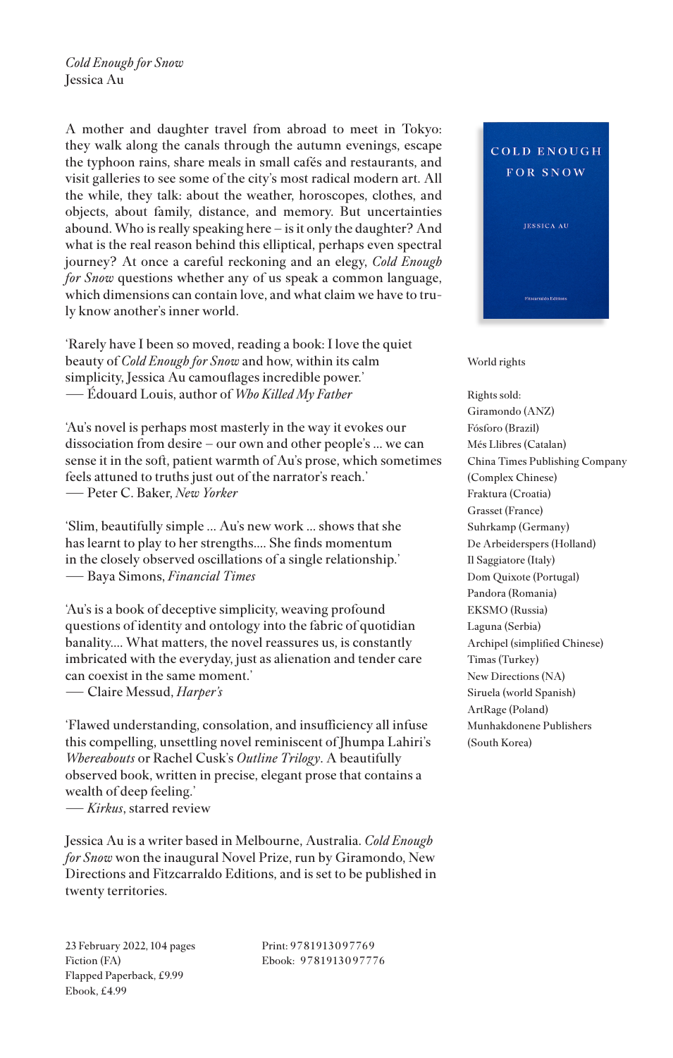*Cold Enough for Snow*
Jessica Au

A mother and daughter travel from abroad to meet in Tokyo: they walk along the canals through the autumn evenings, escape the typhoon rains, share meals in small cafés and restaurants, and visit galleries to see some of the city's most radical modern art. All the while, they talk: about the weather, horoscopes, clothes, and objects, about family, distance, and memory. But uncertainties abound. Who is really speaking here – is it only the daughter? And what is the real reason behind this elliptical, perhaps even spectral journey? At once a careful reckoning and an elegy, *Cold Enough for Snow* questions whether any of us speak a common language, which dimensions can contain love, and what claim we have to truly know another's inner world.

'Rarely have I been so moved, reading a book: I love the quiet beauty of *Cold Enough for Snow* and how, within its calm simplicity, Jessica Au camouflages incredible power.'
— Édouard Louis, author of *Who Killed My Father*

'Au's novel is perhaps most masterly in the way it evokes our dissociation from desire – our own and other people's ... we can sense it in the soft, patient warmth of Au's prose, which sometimes feels attuned to truths just out of the narrator's reach.'
— Peter C. Baker, *New Yorker*

'Slim, beautifully simple ... Au's new work ... shows that she has learnt to play to her strengths.... She finds momentum in the closely observed oscillations of a single relationship.'
— Baya Simons, *Financial Times*

'Au's is a book of deceptive simplicity, weaving profound questions of identity and ontology into the fabric of quotidian banality.... What matters, the novel reassures us, is constantly imbricated with the everyday, just as alienation and tender care can coexist in the same moment.'
— Claire Messud, *Harper's*

'Flawed understanding, consolation, and insufficiency all infuse this compelling, unsettling novel reminiscent of Jhumpa Lahiri's *Whereabouts* or Rachel Cusk's *Outline Trilogy*. A beautifully observed book, written in precise, elegant prose that contains a wealth of deep feeling.'
— *Kirkus*, starred review

Jessica Au is a writer based in Melbourne, Australia. *Cold Enough for Snow* won the inaugural Novel Prize, run by Giramondo, New Directions and Fitzcarraldo Editions, and is set to be published in twenty territories.

23 February 2022, 104 pages
Fiction (FA)
Flapped Paperback, £9.99
Ebook, £4.99

Print: 9781913097769
Ebook: 9781913097776

World rights

Rights sold:
Giramondo (ANZ)
Fósforo (Brazil)
Més Llibres (Catalan)
China Times Publishing Company (Complex Chinese)
Fraktura (Croatia)
Grasset (France)
Suhrkamp (Germany)
De Arbeiderspers (Holland)
Il Saggiatore (Italy)
Dom Quixote (Portugal)
Pandora (Romania)
EKSMO (Russia)
Laguna (Serbia)
Archipel (simplified Chinese)
Timas (Turkey)
New Directions (NA)
Siruela (world Spanish)
ArtRage (Poland)
Munhakdonene Publishers (South Korea)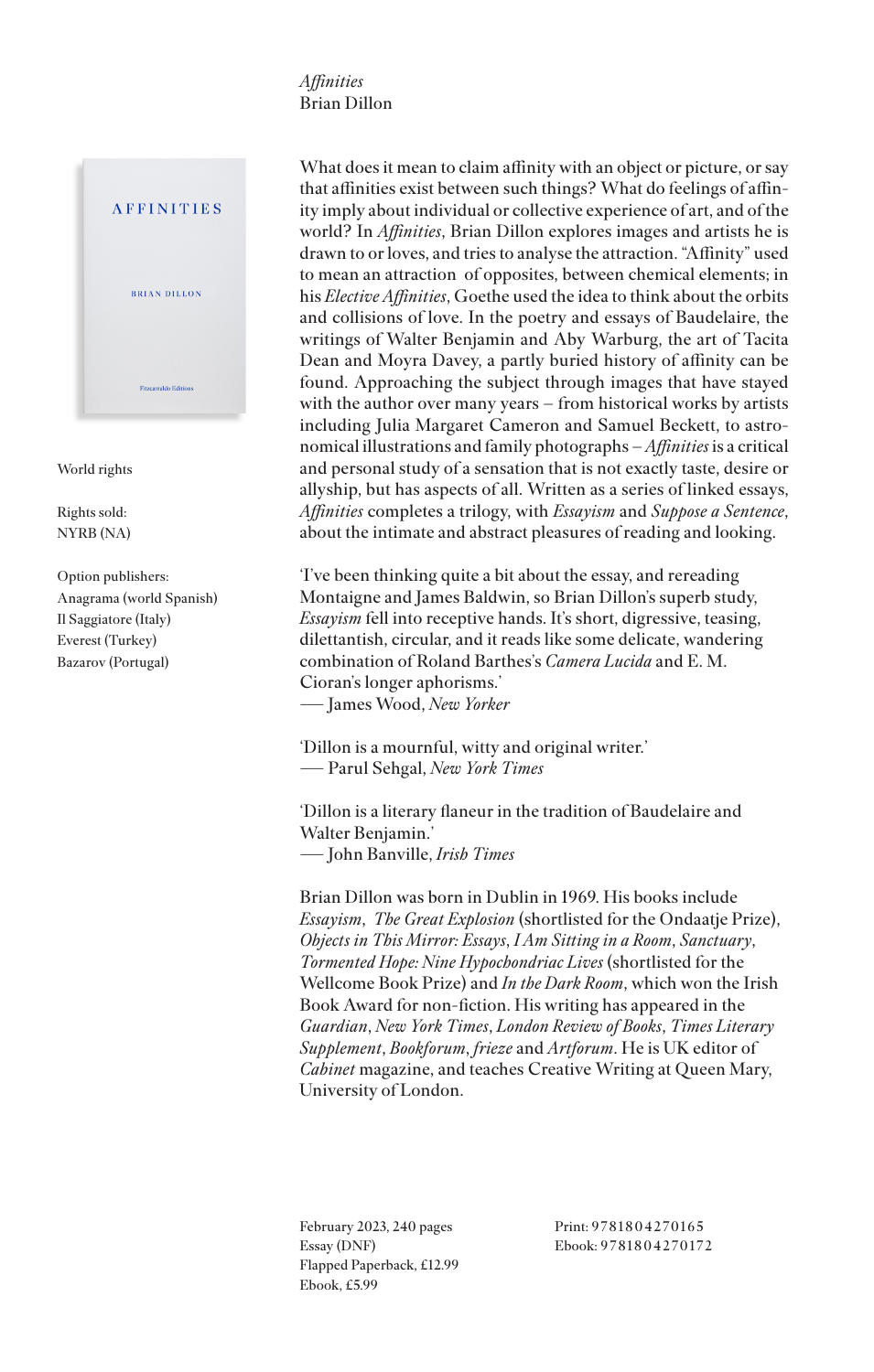*Affinities*
Brian Dillon

World rights

Rights sold:
NYRB (NA)

Option publishers:
Anagrama (world Spanish)
Il Saggiatore (Italy)
Everest (Turkey)
Bazarov (Portugal)

What does it mean to claim affinity with an object or picture, or say that affinities exist between such things? What do feelings of affinity imply about individual or collective experience of art, and of the world? In *Affinities*, Brian Dillon explores images and artists he is drawn to or loves, and tries to analyse the attraction. "Affinity" used to mean an attraction of opposites, between chemical elements; in his *Elective Affinities*, Goethe used the idea to think about the orbits and collisions of love. In the poetry and essays of Baudelaire, the writings of Walter Benjamin and Aby Warburg, the art of Tacita Dean and Moyra Davey, a partly buried history of affinity can be found. Approaching the subject through images that have stayed with the author over many years – from historical works by artists including Julia Margaret Cameron and Samuel Beckett, to astronomical illustrations and family photographs – *Affinities* is a critical and personal study of a sensation that is not exactly taste, desire or allyship, but has aspects of all. Written as a series of linked essays, *Affinities* completes a trilogy, with *Essayism* and *Suppose a Sentence*, about the intimate and abstract pleasures of reading and looking.

'I've been thinking quite a bit about the essay, and rereading Montaigne and James Baldwin, so Brian Dillon's superb study, *Essayism* fell into receptive hands. It's short, digressive, teasing, dilettantish, circular, and it reads like some delicate, wandering combination of Roland Barthes's *Camera Lucida* and E. M. Cioran's longer aphorisms.'
— James Wood, *New Yorker*

'Dillon is a mournful, witty and original writer.'
— Parul Sehgal, *New York Times*

'Dillon is a literary flaneur in the tradition of Baudelaire and Walter Benjamin.'
— John Banville, *Irish Times*

Brian Dillon was born in Dublin in 1969. His books include *Essayism*, *The Great Explosion* (shortlisted for the Ondaatje Prize), *Objects in This Mirror: Essays*, *I Am Sitting in a Room*, *Sanctuary*, *Tormented Hope: Nine Hypochondriac Lives* (shortlisted for the Wellcome Book Prize) and *In the Dark Room*, which won the Irish Book Award for non-fiction. His writing has appeared in the *Guardian*, *New York Times*, *London Review of Books*, *Times Literary Supplement*, *Bookforum*, *frieze* and *Artforum*. He is UK editor of *Cabinet* magazine, and teaches Creative Writing at Queen Mary, University of London.

February 2023, 240 pages
Essay (DNF)
Flapped Paperback, £12.99
Ebook, £5.99

Print: 9781804270165
Ebook: 9781804270172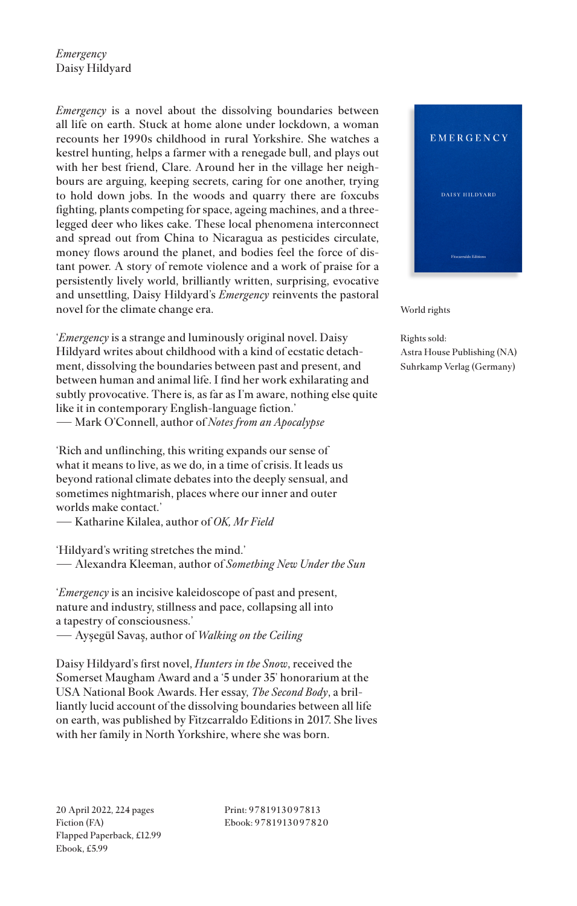*Emergency*
Daisy Hildyard

*Emergency* is a novel about the dissolving boundaries between all life on earth. Stuck at home alone under lockdown, a woman recounts her 1990s childhood in rural Yorkshire. She watches a kestrel hunting, helps a farmer with a renegade bull, and plays out with her best friend, Clare. Around her in the village her neighbours are arguing, keeping secrets, caring for one another, trying to hold down jobs. In the woods and quarry there are foxcubs fighting, plants competing for space, ageing machines, and a three-legged deer who likes cake. These local phenomena interconnect and spread out from China to Nicaragua as pesticides circulate, money flows around the planet, and bodies feel the force of distant power. A story of remote violence and a work of praise for a persistently lively world, brilliantly written, surprising, evocative and unsettling, Daisy Hildyard's *Emergency* reinvents the pastoral novel for the climate change era.

'*Emergency* is a strange and luminously original novel. Daisy Hildyard writes about childhood with a kind of ecstatic detachment, dissolving the boundaries between past and present, and between human and animal life. I find her work exhilarating and subtly provocative. There is, as far as I'm aware, nothing else quite like it in contemporary English-language fiction.'
— Mark O'Connell, author of *Notes from an Apocalypse*

'Rich and unflinching, this writing expands our sense of what it means to live, as we do, in a time of crisis. It leads us beyond rational climate debates into the deeply sensual, and sometimes nightmarish, places where our inner and outer worlds make contact.'
— Katharine Kilalea, author of *OK, Mr Field*

'Hildyard's writing stretches the mind.'
— Alexandra Kleeman, author of *Something New Under the Sun*

'*Emergency* is an incisive kaleidoscope of past and present, nature and industry, stillness and pace, collapsing all into a tapestry of consciousness.'
— Ayşegül Savaş, author of *Walking on the Ceiling*

Daisy Hildyard's first novel, *Hunters in the Snow*, received the Somerset Maugham Award and a '5 under 35' honorarium at the USA National Book Awards. Her essay, *The Second Body*, a brilliantly lucid account of the dissolving boundaries between all life on earth, was published by Fitzcarraldo Editions in 2017. She lives with her family in North Yorkshire, where she was born.

EMERGENCY
DAISY HILDYARD
Fitzcarraldo Editions

World rights

Rights sold:
Astra House Publishing (NA)
Suhrkamp Verlag (Germany)

20 April 2022, 224 pages
Fiction (FA)
Flapped Paperback, £12.99
Ebook, £5.99

Print: 9781913097813
Ebook: 9781913097820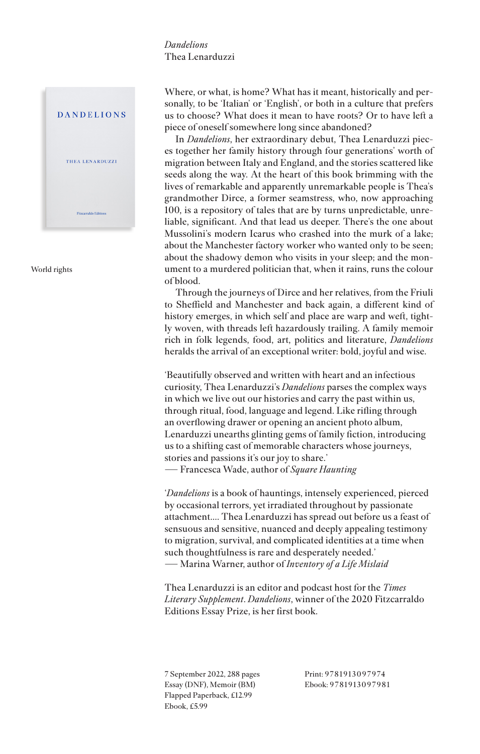*Dandelions*
Thea Lenarduzzi

World rights

Where, or what, is home? What has it meant, historically and personally, to be 'Italian' or 'English', or both in a culture that prefers us to choose? What does it mean to have roots? Or to have left a piece of oneself somewhere long since abandoned?

In *Dandelions*, her extraordinary debut, Thea Lenarduzzi pieces together her family history through four generations' worth of migration between Italy and England, and the stories scattered like seeds along the way. At the heart of this book brimming with the lives of remarkable and apparently unremarkable people is Thea's grandmother Dirce, a former seamstress, who, now approaching 100, is a repository of tales that are by turns unpredictable, unreliable, significant. And that lead us deeper. There's the one about Mussolini's modern Icarus who crashed into the murk of a lake; about the Manchester factory worker who wanted only to be seen; about the shadowy demon who visits in your sleep; and the monument to a murdered politician that, when it rains, runs the colour of blood.

Through the journeys of Dirce and her relatives, from the Friuli to Sheffield and Manchester and back again, a different kind of history emerges, in which self and place are warp and weft, tightly woven, with threads left hazardously trailing. A family memoir rich in folk legends, food, art, politics and literature, *Dandelions* heralds the arrival of an exceptional writer: bold, joyful and wise.

'Beautifully observed and written with heart and an infectious curiosity, Thea Lenarduzzi's *Dandelions* parses the complex ways in which we live out our histories and carry the past within us, through ritual, food, language and legend. Like rifling through an overflowing drawer or opening an ancient photo album, Lenarduzzi unearths glinting gems of family fiction, introducing us to a shifting cast of memorable characters whose journeys, stories and passions it's our joy to share.'
— Francesca Wade, author of *Square Haunting*

'*Dandelions* is a book of hauntings, intensely experienced, pierced by occasional terrors, yet irradiated throughout by passionate attachment.... Thea Lenarduzzi has spread out before us a feast of sensuous and sensitive, nuanced and deeply appealing testimony to migration, survival, and complicated identities at a time when such thoughtfulness is rare and desperately needed.'
— Marina Warner, author of *Inventory of a Life Mislaid*

Thea Lenarduzzi is an editor and podcast host for the *Times Literary Supplement*. *Dandelions*, winner of the 2020 Fitzcarraldo Editions Essay Prize, is her first book.

7 September 2022, 288 pages
Essay (DNF), Memoir (BM)
Flapped Paperback, £12.99
Ebook, £5.99

Print: 9781913097974
Ebook: 9781913097981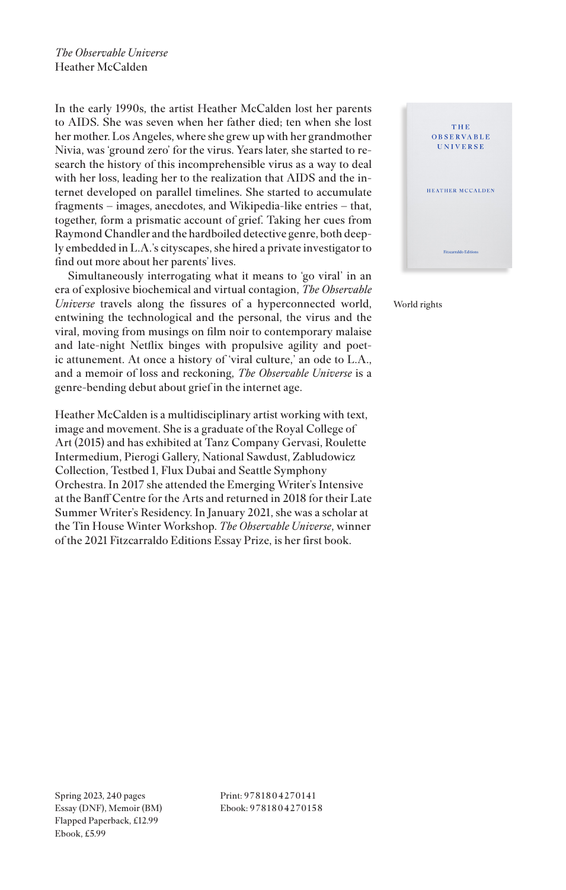*The Observable Universe*
Heather McCalden

In the early 1990s, the artist Heather McCalden lost her parents to AIDS. She was seven when her father died; ten when she lost her mother. Los Angeles, where she grew up with her grandmother Nivia, was 'ground zero' for the virus. Years later, she started to research the history of this incomprehensible virus as a way to deal with her loss, leading her to the realization that AIDS and the internet developed on parallel timelines. She started to accumulate fragments – images, anecdotes, and Wikipedia-like entries – that, together, form a prismatic account of grief. Taking her cues from Raymond Chandler and the hardboiled detective genre, both deeply embedded in L.A.'s cityscapes, she hired a private investigator to find out more about her parents' lives.

Simultaneously interrogating what it means to 'go viral' in an era of explosive biochemical and virtual contagion, *The Observable Universe* travels along the fissures of a hyperconnected world, entwining the technological and the personal, the virus and the viral, moving from musings on film noir to contemporary malaise and late-night Netflix binges with propulsive agility and poetic attunement. At once a history of 'viral culture,' an ode to L.A., and a memoir of loss and reckoning, *The Observable Universe* is a genre-bending debut about grief in the internet age.

Heather McCalden is a multidisciplinary artist working with text, image and movement. She is a graduate of the Royal College of Art (2015) and has exhibited at Tanz Company Gervasi, Roulette Intermedium, Pierogi Gallery, National Sawdust, Zabludowicz Collection, Testbed 1, Flux Dubai and Seattle Symphony Orchestra. In 2017 she attended the Emerging Writer's Intensive at the Banff Centre for the Arts and returned in 2018 for their Late Summer Writer's Residency. In January 2021, she was a scholar at the Tin House Winter Workshop. *The Observable Universe*, winner of the 2021 Fitzcarraldo Editions Essay Prize, is her first book.

THE OBSERVABLE UNIVERSE
HEATHER MCCALDEN
Fitzcarraldo Editions

World rights

Spring 2023, 240 pages
Essay (DNF), Memoir (BM)
Flapped Paperback, £12.99
Ebook, £5.99

Print: 9781804270141
Ebook: 9781804270158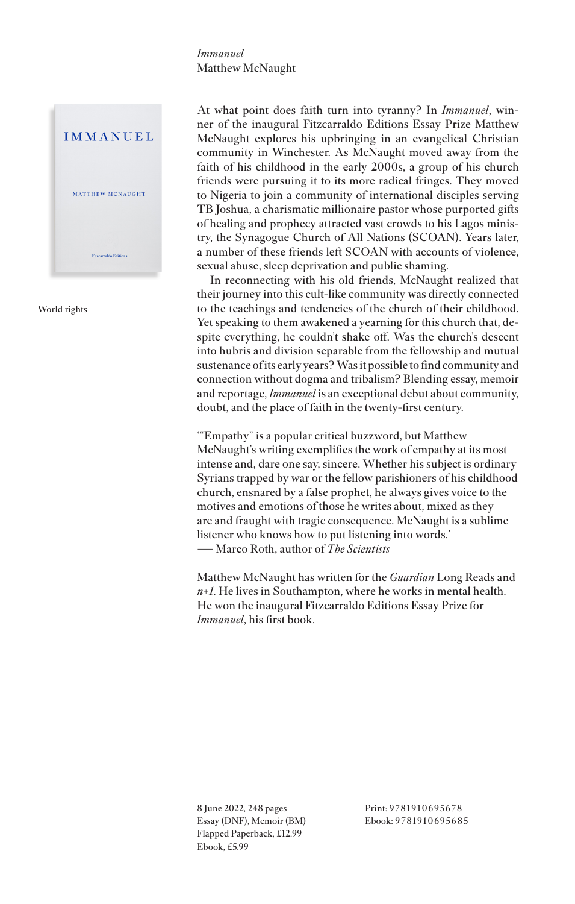*Immanuel*
Matthew McNaught

IMMANUEL

MATTHEW MCNAUGHT

Fitzcarraldo Editions

World rights

At what point does faith turn into tyranny? In *Immanuel*, winner of the inaugural Fitzcarraldo Editions Essay Prize Matthew McNaught explores his upbringing in an evangelical Christian community in Winchester. As McNaught moved away from the faith of his childhood in the early 2000s, a group of his church friends were pursuing it to its more radical fringes. They moved to Nigeria to join a community of international disciples serving TB Joshua, a charismatic millionaire pastor whose purported gifts of healing and prophecy attracted vast crowds to his Lagos ministry, the Synagogue Church of All Nations (SCOAN). Years later, a number of these friends left SCOAN with accounts of violence, sexual abuse, sleep deprivation and public shaming.

In reconnecting with his old friends, McNaught realized that their journey into this cult-like community was directly connected to the teachings and tendencies of the church of their childhood. Yet speaking to them awakened a yearning for this church that, despite everything, he couldn't shake off. Was the church's descent into hubris and division separable from the fellowship and mutual sustenance of its early years? Was it possible to find community and connection without dogma and tribalism? Blending essay, memoir and reportage, *Immanuel* is an exceptional debut about community, doubt, and the place of faith in the twenty-first century.

'"Empathy" is a popular critical buzzword, but Matthew McNaught's writing exemplifies the work of empathy at its most intense and, dare one say, sincere. Whether his subject is ordinary Syrians trapped by war or the fellow parishioners of his childhood church, ensnared by a false prophet, he always gives voice to the motives and emotions of those he writes about, mixed as they are and fraught with tragic consequence. McNaught is a sublime listener who knows how to put listening into words.'
— Marco Roth, author of *The Scientists*

Matthew McNaught has written for the *Guardian* Long Reads and *n+1*. He lives in Southampton, where he works in mental health. He won the inaugural Fitzcarraldo Editions Essay Prize for *Immanuel*, his first book.

8 June 2022, 248 pages
Essay (DNF), Memoir (BM)
Flapped Paperback, £12.99
Ebook, £5.99

Print: 9781910695678
Ebook: 9781910695685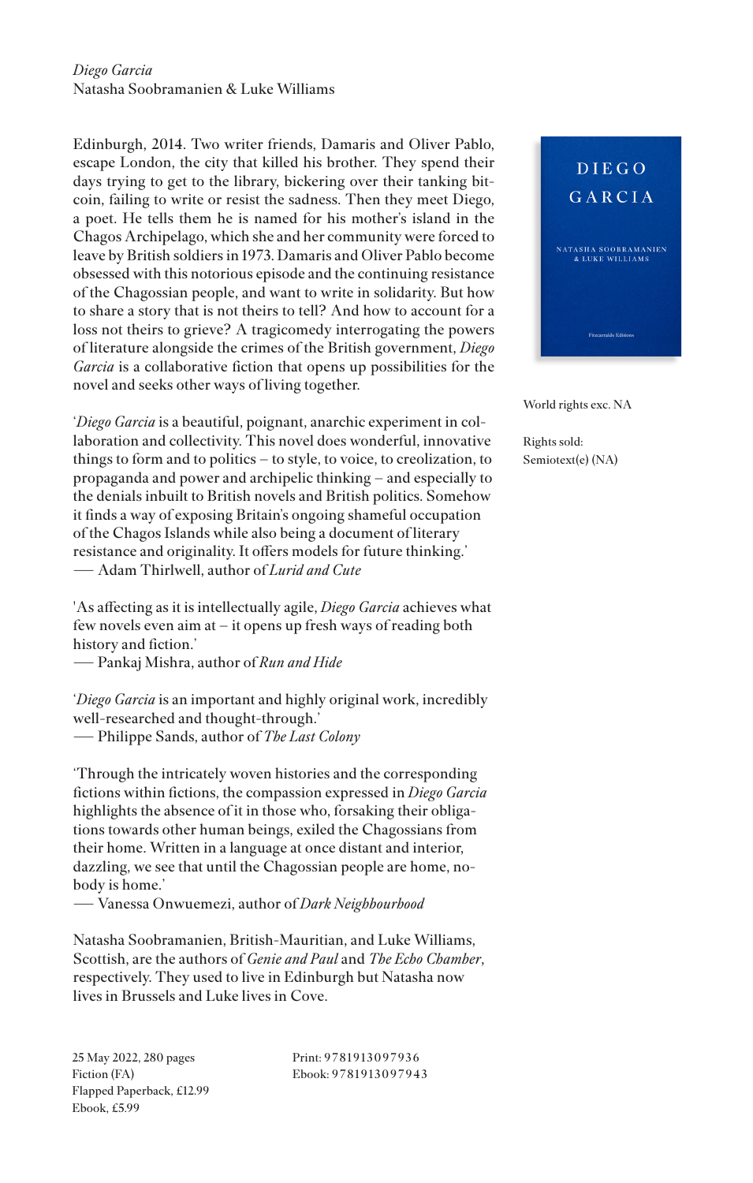*Diego Garcia*
Natasha Soobramanien & Luke Williams

Edinburgh, 2014. Two writer friends, Damaris and Oliver Pablo, escape London, the city that killed his brother. They spend their days trying to get to the library, bickering over their tanking bitcoin, failing to write or resist the sadness. Then they meet Diego, a poet. He tells them he is named for his mother's island in the Chagos Archipelago, which she and her community were forced to leave by British soldiers in 1973. Damaris and Oliver Pablo become obsessed with this notorious episode and the continuing resistance of the Chagossian people, and want to write in solidarity. But how to share a story that is not theirs to tell? And how to account for a loss not theirs to grieve? A tragicomedy interrogating the powers of literature alongside the crimes of the British government, *Diego Garcia* is a collaborative fiction that opens up possibilities for the novel and seeks other ways of living together.

'*Diego Garcia* is a beautiful, poignant, anarchic experiment in collaboration and collectivity. This novel does wonderful, innovative things to form and to politics – to style, to voice, to creolization, to propaganda and power and archipelic thinking – and especially to the denials inbuilt to British novels and British politics. Somehow it finds a way of exposing Britain's ongoing shameful occupation of the Chagos Islands while also being a document of literary resistance and originality. It offers models for future thinking.'
— Adam Thirlwell, author of *Lurid and Cute*

'As affecting as it is intellectually agile, *Diego Garcia* achieves what few novels even aim at – it opens up fresh ways of reading both history and fiction.'
— Pankaj Mishra, author of *Run and Hide*

'*Diego Garcia* is an important and highly original work, incredibly well-researched and thought-through.'
— Philippe Sands, author of *The Last Colony*

'Through the intricately woven histories and the corresponding fictions within fictions, the compassion expressed in *Diego Garcia* highlights the absence of it in those who, forsaking their obligations towards other human beings, exiled the Chagossians from their home. Written in a language at once distant and interior, dazzling, we see that until the Chagossian people are home, nobody is home.'
— Vanessa Onwuemezi, author of *Dark Neighbourhood*

Natasha Soobramanien, British-Mauritian, and Luke Williams, Scottish, are the authors of *Genie and Paul* and *The Echo Chamber*, respectively. They used to live in Edinburgh but Natasha now lives in Brussels and Luke lives in Cove.

World rights exc. NA

Rights sold:
Semiotext(e) (NA)

25 May 2022, 280 pages
Fiction (FA)
Flapped Paperback, £12.99
Ebook, £5.99

Print: 9781913097936
Ebook: 9781913097943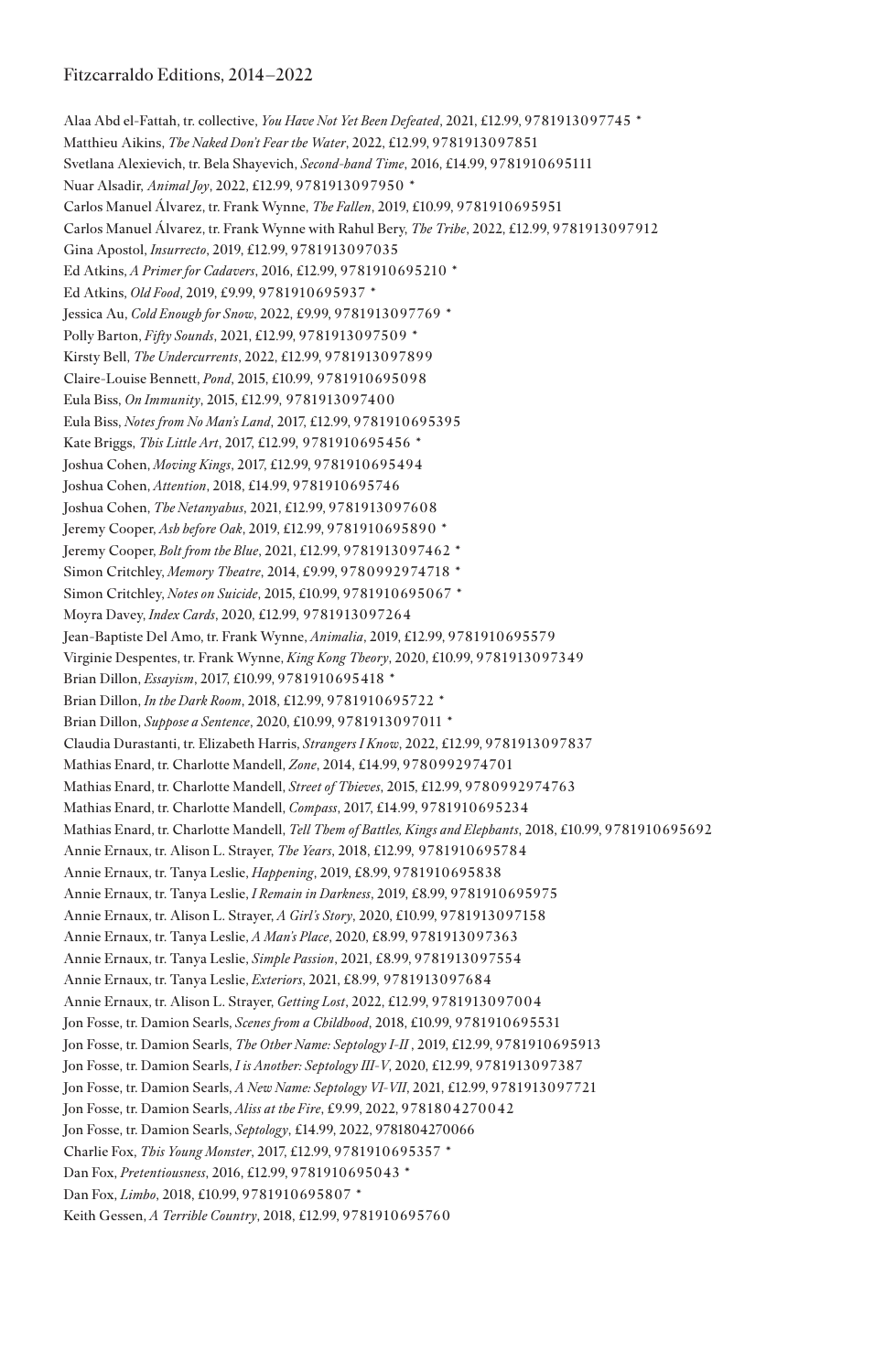Fitzcarraldo Editions, 2014–2022

Alaa Abd el-Fattah, tr. collective, *You Have Not Yet Been Defeated*, 2021, £12.99, 9781913097745 *
Matthieu Aikins, *The Naked Don't Fear the Water*, 2022, £12.99, 9781913097851
Svetlana Alexievich, tr. Bela Shayevich, *Second-hand Time*, 2016, £14.99, 9781910695111
Nuar Alsadir, *Animal Joy*, 2022, £12.99, 9781913097950 *
Carlos Manuel Álvarez, tr. Frank Wynne, *The Fallen*, 2019, £10.99, 9781910695951
Carlos Manuel Álvarez, tr. Frank Wynne with Rahul Bery, *The Tribe*, 2022, £12.99, 9781913097912
Gina Apostol, *Insurrecto*, 2019, £12.99, 9781913097035
Ed Atkins, *A Primer for Cadavers*, 2016, £12.99, 9781910695210 *
Ed Atkins, *Old Food*, 2019, £9.99, 9781910695937 *
Jessica Au, *Cold Enough for Snow*, 2022, £9.99, 9781913097769 *
Polly Barton, *Fifty Sounds*, 2021, £12.99, 9781913097509 *
Kirsty Bell, *The Undercurrents*, 2022, £12.99, 9781913097899
Claire-Louise Bennett, *Pond*, 2015, £10.99, 9781910695098
Eula Biss, *On Immunity*, 2015, £12.99, 9781913097400
Eula Biss, *Notes from No Man's Land*, 2017, £12.99, 9781910695395
Kate Briggs, *This Little Art*, 2017, £12.99, 9781910695456 *
Joshua Cohen, *Moving Kings*, 2017, £12.99, 9781910695494
Joshua Cohen, *Attention*, 2018, £14.99, 9781910695746
Joshua Cohen, *The Netanyahus*, 2021, £12.99, 9781913097608
Jeremy Cooper, *Ash before Oak*, 2019, £12.99, 9781910695890 *
Jeremy Cooper, *Bolt from the Blue*, 2021, £12.99, 9781913097462 *
Simon Critchley, *Memory Theatre*, 2014, £9.99, 9780992974718 *
Simon Critchley, *Notes on Suicide*, 2015, £10.99, 9781910695067 *
Moyra Davey, *Index Cards*, 2020, £12.99, 9781913097264
Jean-Baptiste Del Amo, tr. Frank Wynne, *Animalia*, 2019, £12.99, 9781910695579
Virginie Despentes, tr. Frank Wynne, *King Kong Theory*, 2020, £10.99, 9781913097349
Brian Dillon, *Essayism*, 2017, £10.99, 9781910695418 *
Brian Dillon, *In the Dark Room*, 2018, £12.99, 9781910695722 *
Brian Dillon, *Suppose a Sentence*, 2020, £10.99, 9781913097011 *
Claudia Durastanti, tr. Elizabeth Harris, *Strangers I Know*, 2022, £12.99, 9781913097837
Mathias Enard, tr. Charlotte Mandell, *Zone*, 2014, £14.99, 9780992974701
Mathias Enard, tr. Charlotte Mandell, *Street of Thieves*, 2015, £12.99, 9780992974763
Mathias Enard, tr. Charlotte Mandell, *Compass*, 2017, £14.99, 9781910695234
Mathias Enard, tr. Charlotte Mandell, *Tell Them of Battles, Kings and Elephants*, 2018, £10.99, 9781910695692
Annie Ernaux, tr. Alison L. Strayer, *The Years*, 2018, £12.99, 9781910695784
Annie Ernaux, tr. Tanya Leslie, *Happening*, 2019, £8.99, 9781910695838
Annie Ernaux, tr. Tanya Leslie, *I Remain in Darkness*, 2019, £8.99, 9781910695975
Annie Ernaux, tr. Alison L. Strayer, *A Girl's Story*, 2020, £10.99, 9781913097158
Annie Ernaux, tr. Tanya Leslie, *A Man's Place*, 2020, £8.99, 9781913097363
Annie Ernaux, tr. Tanya Leslie, *Simple Passion*, 2021, £8.99, 9781913097554
Annie Ernaux, tr. Tanya Leslie, *Exteriors*, 2021, £8.99, 9781913097684
Annie Ernaux, tr. Alison L. Strayer, *Getting Lost*, 2022, £12.99, 9781913097004
Jon Fosse, tr. Damion Searls, *Scenes from a Childhood*, 2018, £10.99, 9781910695531
Jon Fosse, tr. Damion Searls, *The Other Name: Septology I-II*, 2019, £12.99, 9781910695913
Jon Fosse, tr. Damion Searls, *I is Another: Septology III-V*, 2020, £12.99, 9781913097387
Jon Fosse, tr. Damion Searls, *A New Name: Septology VI-VII*, 2021, £12.99, 9781913097721
Jon Fosse, tr. Damion Searls, *Aliss at the Fire*, £9.99, 2022, 9781804270042
Jon Fosse, tr. Damion Searls, *Septology*, £14.99, 2022, 9781804270066
Charlie Fox, *This Young Monster*, 2017, £12.99, 9781910695357 *
Dan Fox, *Pretentiousness*, 2016, £12.99, 9781910695043 *
Dan Fox, *Limbo*, 2018, £10.99, 9781910695807 *
Keith Gessen, *A Terrible Country*, 2018, £12.99, 9781910695760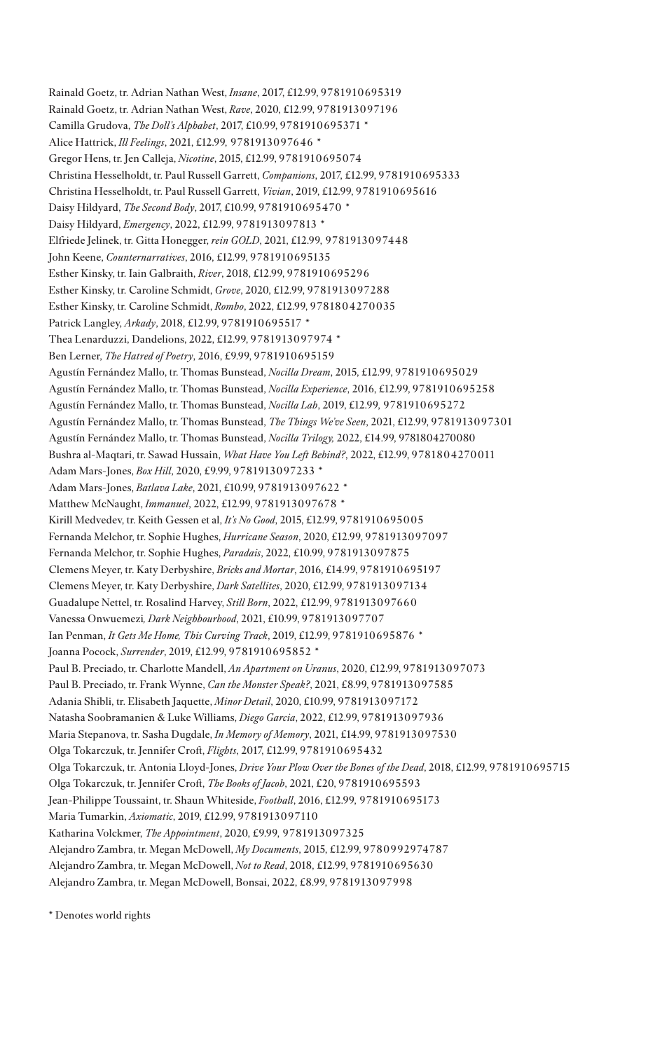Rainald Goetz, tr. Adrian Nathan West, *Insane*, 2017, £12.99, 9781910695319

Rainald Goetz, tr. Adrian Nathan West, *Rave*, 2020, £12.99, 9781913097196

Camilla Grudova, *The Doll's Alphabet*, 2017, £10.99, 9781910695371 *

Alice Hattrick, *Ill Feelings*, 2021, £12.99, 9781913097646 *

Gregor Hens, tr. Jen Calleja, *Nicotine*, 2015, £12.99, 9781910695074

Christina Hesselholdt, tr. Paul Russell Garrett, *Companions*, 2017, £12.99, 9781910695333

Christina Hesselholdt, tr. Paul Russell Garrett, *Vivian*, 2019, £12.99, 9781910695616

Daisy Hildyard, *The Second Body*, 2017, £10.99, 9781910695470 *

Daisy Hildyard, *Emergency*, 2022, £12.99, 9781913097813 *

Elfriede Jelinek, tr. Gitta Honegger, *rein GOLD*, 2021, £12.99, 9781913097448

John Keene, *Counternarratives*, 2016, £12.99, 9781910695135

Esther Kinsky, tr. Iain Galbraith, *River*, 2018, £12.99, 9781910695296

Esther Kinsky, tr. Caroline Schmidt, *Grove*, 2020, £12.99, 9781913097288

Esther Kinsky, tr. Caroline Schmidt, *Rombo*, 2022, £12.99, 9781804270035

Patrick Langley, *Arkady*, 2018, £12.99, 9781910695517 *

Thea Lenarduzzi, Dandelions, 2022, £12.99, 9781913097974 *

Ben Lerner, *The Hatred of Poetry*, 2016, £9.99, 9781910695159

Agustín Fernández Mallo, tr. Thomas Bunstead, *Nocilla Dream*, 2015, £12.99, 9781910695029

Agustín Fernández Mallo, tr. Thomas Bunstead, *Nocilla Experience*, 2016, £12.99, 9781910695258

Agustín Fernández Mallo, tr. Thomas Bunstead, *Nocilla Lab*, 2019, £12.99, 9781910695272

Agustín Fernández Mallo, tr. Thomas Bunstead, *The Things We've Seen*, 2021, £12.99, 9781913097301

Agustín Fernández Mallo, tr. Thomas Bunstead, *Nocilla Trilogy*, 2022, £14.99, 9781804270080

Bushra al-Maqtari, tr. Sawad Hussain, *What Have You Left Behind?*, 2022, £12.99, 9781804270011

Adam Mars-Jones, *Box Hill*, 2020, £9.99, 9781913097233 *

Adam Mars-Jones, *Batlava Lake*, 2021, £10.99, 9781913097622 *

Matthew McNaught, *Immanuel*, 2022, £12.99, 9781913097678 *

Kirill Medvedev, tr. Keith Gessen et al, *It's No Good*, 2015, £12.99, 9781910695005

Fernanda Melchor, tr. Sophie Hughes, *Hurricane Season*, 2020, £12.99, 9781913097097

Fernanda Melchor, tr. Sophie Hughes, *Paradais*, 2022, £10.99, 9781913097875

Clemens Meyer, tr. Katy Derbyshire, *Bricks and Mortar*, 2016, £14.99, 9781910695197

Clemens Meyer, tr. Katy Derbyshire, *Dark Satellites*, 2020, £12.99, 9781913097134

Guadalupe Nettel, tr. Rosalind Harvey, *Still Born*, 2022, £12.99, 9781913097660

Vanessa Onwuemezi, *Dark Neighbourhood*, 2021, £10.99, 9781913097707

Ian Penman, *It Gets Me Home, This Curving Track*, 2019, £12.99, 9781910695876 *

Joanna Pocock, *Surrender*, 2019, £12.99, 9781910695852 *

Paul B. Preciado, tr. Charlotte Mandell, *An Apartment on Uranus*, 2020, £12.99, 9781913097073

Paul B. Preciado, tr. Frank Wynne, *Can the Monster Speak?*, 2021, £8.99, 9781913097585

Adania Shibli, tr. Elisabeth Jaquette, *Minor Detail*, 2020, £10.99, 9781913097172

Natasha Soobramanien & Luke Williams, *Diego Garcia*, 2022, £12.99, 9781913097936

Maria Stepanova, tr. Sasha Dugdale, *In Memory of Memory*, 2021, £14.99, 9781913097530

Olga Tokarczuk, tr. Jennifer Croft, *Flights*, 2017, £12.99, 9781910695432

Olga Tokarczuk, tr. Antonia Lloyd-Jones, *Drive Your Plow Over the Bones of the Dead*, 2018, £12.99, 9781910695715

Olga Tokarczuk, tr. Jennifer Croft, *The Books of Jacob*, 2021, £20, 9781910695593

Jean-Philippe Toussaint, tr. Shaun Whiteside, *Football*, 2016, £12.99, 9781910695173

Maria Tumarkin, *Axiomatic*, 2019, £12.99, 9781913097110

Katharina Volckmer, *The Appointment*, 2020, £9.99, 9781913097325

Alejandro Zambra, tr. Megan McDowell, *My Documents*, 2015, £12.99, 9780992974787

Alejandro Zambra, tr. Megan McDowell, *Not to Read*, 2018, £12.99, 9781910695630

Alejandro Zambra, tr. Megan McDowell, Bonsai, 2022, £8.99, 9781913097998

* Denotes world rights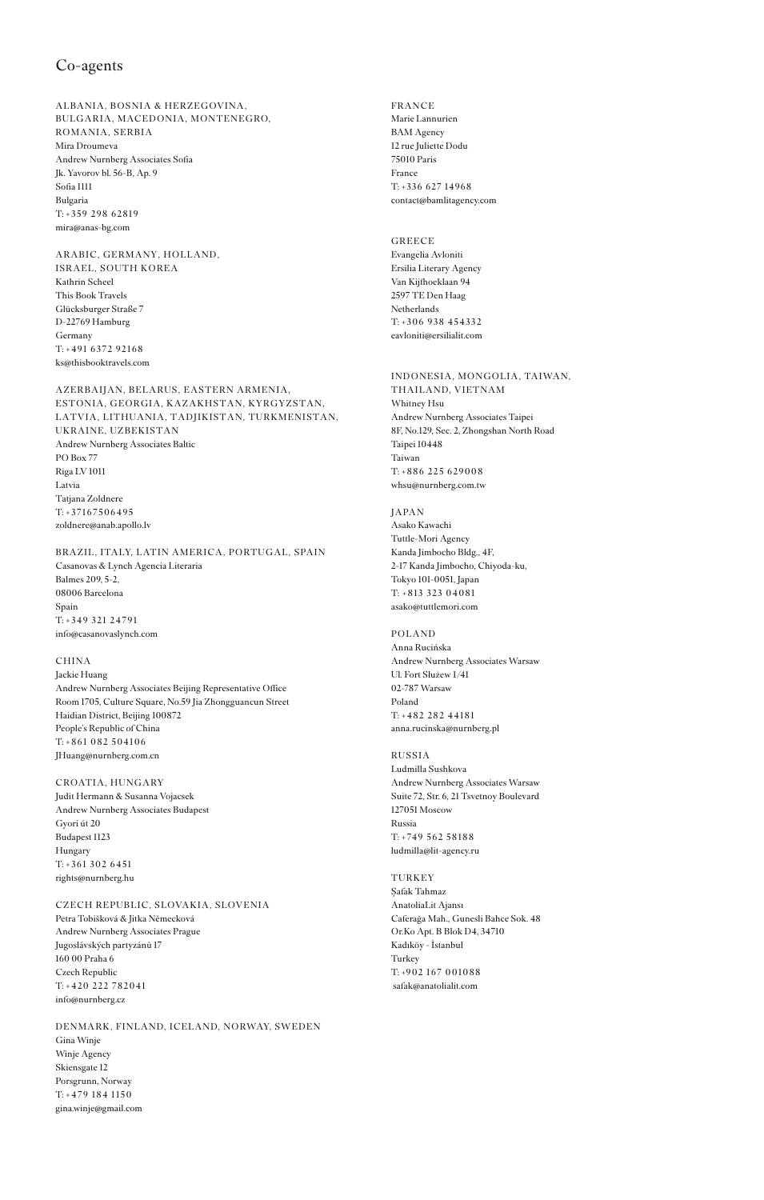# Co-agents

ALBANIA, BOSNIA & HERZEGOVINA, BULGARIA, MACEDONIA, MONTENEGRO, ROMANIA, SERBIA
Mira Droumeva
Andrew Nurnberg Associates Sofia
Jk. Yavorov bl. 56-B, Ap. 9
Sofia 1111
Bulgaria
T: +359 298 62819
mira@anas-bg.com

ARABIC, GERMANY, HOLLAND, ISRAEL, SOUTH KOREA
Kathrin Scheel
This Book Travels
Glücksburger Straße 7
D-22769 Hamburg
Germany
T: +491 6372 92168
ks@thisbooktravels.com

AZERBAIJAN, BELARUS, EASTERN ARMENIA, ESTONIA, GEORGIA, KAZAKHSTAN, KYRGYZSTAN, LATVIA, LITHUANIA, TADJIKISTAN, TURKMENISTAN, UKRAINE, UZBEKISTAN
Andrew Nurnberg Associates Baltic
PO Box 77
Riga LV 1011
Latvia
Tatjana Zoldnere
T: +37167506495
zoldnere@anab.apollo.lv

BRAZIL, ITALY, LATIN AMERICA, PORTUGAL, SPAIN
Casanovas & Lynch Agencia Literaria
Balmes 209, 5-2,
08006 Barcelona
Spain
T: +349 321 24791
info@casanovaslynch.com

CHINA
Jackie Huang
Andrew Nurnberg Associates Beijing Representative Office
Room 1705, Culture Square, No.59 Jia Zhongguancun Street
Haidian District, Beijing 100872
People's Republic of China
T: +861 082 504106
JHuang@nurnberg.com.cn

CROATIA, HUNGARY
Judit Hermann & Susanna Vojacsek
Andrew Nurnberg Associates Budapest
Gyori út 20
Budapest 1123
Hungary
T: +361 302 6451
rights@nurnberg.hu

CZECH REPUBLIC, SLOVAKIA, SLOVENIA
Petra Tobišková & Jitka Německová
Andrew Nurnberg Associates Prague
Jugoslávských partyzánů 17
160 00 Praha 6
Czech Republic
T: +420 222 782041
info@nurnberg.cz

DENMARK, FINLAND, ICELAND, NORWAY, SWEDEN
Gina Winje
Winje Agency
Skiensgate 12
Porsgrunn, Norway
T: +479 184 1150
gina.winje@gmail.com

FRANCE
Marie Lannurien
BAM Agency
12 rue Juliette Dodu
75010 Paris
France
T: +336 627 14968
contact@bamlitagency.com

GREECE
Evangelia Avloniti
Ersilia Literary Agency
Van Kijfhoeklaan 94
2597 TE Den Haag
Netherlands
T: +306 938 454332
eavloniti@ersilialit.com

INDONESIA, MONGOLIA, TAIWAN, THAILAND, VIETNAM
Whitney Hsu
Andrew Nurnberg Associates Taipei
8F, No.129, Sec. 2, Zhongshan North Road
Taipei 10448
Taiwan
T: +886 225 629008
whsu@nurnberg.com.tw

JAPAN
Asako Kawachi
Tuttle-Mori Agency
Kanda Jimbocho Bldg., 4F,
2-17 Kanda Jimbocho, Chiyoda-ku,
Tokyo 101-0051, Japan
T: +813 323 04081
asako@tuttlemori.com

POLAND
Anna Rucińska
Andrew Nurnberg Associates Warsaw
Ul. Fort Służew 1/41
02-787 Warsaw
Poland
T: +482 282 44181
anna.rucinska@nurnberg.pl

RUSSIA
Ludmilla Sushkova
Andrew Nurnberg Associates Warsaw
Suite 72, Str. 6, 21 Tsvetnoy Boulevard
127051 Moscow
Russia
T: +749 562 58188
ludmilla@lit-agency.ru

TURKEY
Şafak Tahmaz
AnatoliaLit Ajansı
Caferağa Mah., Gunesli Bahce Sok. 48
Or.Ko Apt. B Blok D4, 34710
Kadıköy - İstanbul
Turkey
T: +902 167 001088
safak@anatolialit.com